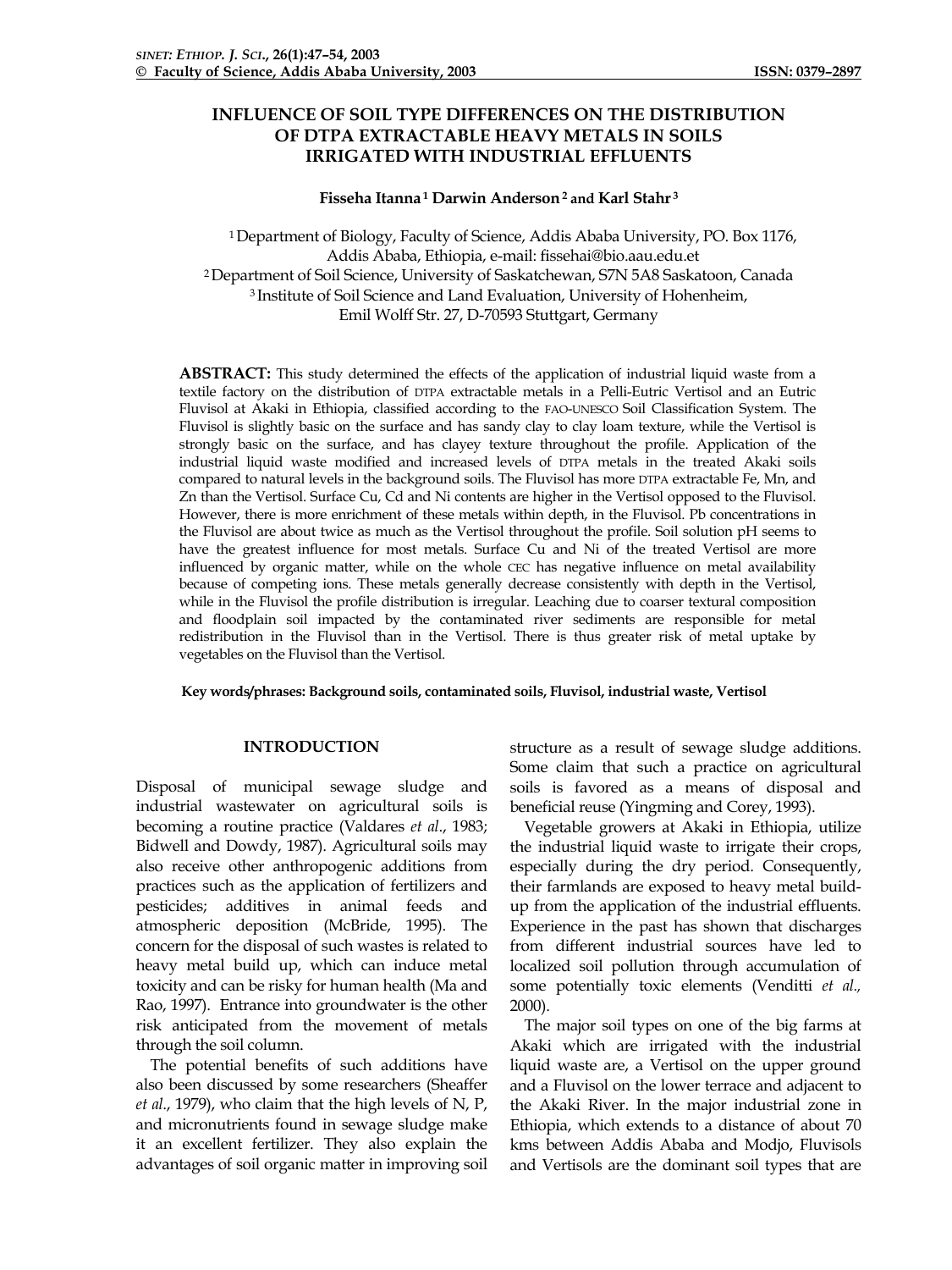# INFLUENCE OF SOIL TYPE DIFFERENCES ON THE DISTRIBUTION OF DTPA EXTRACTABLE HEAVY METALS IN SOILS IRRIGATED WITH INDUSTRIAL EFFLUENTS

**Fisseha Itanna [1] Darwin Anderson [2] and Karl Stahr [3]**

[1] Department of Biology, Faculty of Science, Addis Ababa University, PO. Box 1176, Addis Ababa, Ethiopia, e-mail: fissehai@bio.aau.edu.et
[2] Department of Soil Science, University of Saskatchewan, S7N 5A8 Saskatoon, Canada
[3] Institute of Soil Science and Land Evaluation, University of Hohenheim, Emil Wolff Str. 27, D-70593 Stuttgart, Germany

**ABSTRACT:** This study determined the effects of the application of industrial liquid waste from a textile factory on the distribution of DTPA extractable metals in a Pelli-Eutric Vertisol and an Eutric Fluvisol at Akaki in Ethiopia, classified according to the FAO-UNESCO Soil Classification System. The Fluvisol is slightly basic on the surface and has sandy clay to clay loam texture, while the Vertisol is strongly basic on the surface, and has clayey texture throughout the profile. Application of the industrial liquid waste modified and increased levels of DTPA metals in the treated Akaki soils compared to natural levels in the background soils. The Fluvisol has more DTPA extractable Fe, Mn, and Zn than the Vertisol. Surface Cu, Cd and Ni contents are higher in the Vertisol opposed to the Fluvisol. However, there is more enrichment of these metals within depth, in the Fluvisol. Pb concentrations in the Fluvisol are about twice as much as the Vertisol throughout the profile. Soil solution pH seems to have the greatest influence for most metals. Surface Cu and Ni of the treated Vertisol are more influenced by organic matter, while on the whole CEC has negative influence on metal availability because of competing ions. These metals generally decrease consistently with depth in the Vertisol, while in the Fluvisol the profile distribution is irregular. Leaching due to coarser textural composition and floodplain soil impacted by the contaminated river sediments are responsible for metal redistribution in the Fluvisol than in the Vertisol. There is thus greater risk of metal uptake by vegetables on the Fluvisol than the Vertisol.

**Key words/phrases: Background soils, contaminated soils, Fluvisol, industrial waste, Vertisol**

## INTRODUCTION

Disposal of municipal sewage sludge and industrial wastewater on agricultural soils is becoming a routine practice (Valdares *et al*., 1983; Bidwell and Dowdy, 1987). Agricultural soils may also receive other anthropogenic additions from practices such as the application of fertilizers and pesticides; additives in animal feeds and atmospheric deposition (McBride, 1995). The concern for the disposal of such wastes is related to heavy metal build up, which can induce metal toxicity and can be risky for human health (Ma and Rao, 1997). Entrance into groundwater is the other risk anticipated from the movement of metals through the soil column.

The potential benefits of such additions have also been discussed by some researchers (Sheaffer *et al*., 1979), who claim that the high levels of N, P, and micronutrients found in sewage sludge make it an excellent fertilizer. They also explain the advantages of soil organic matter in improving soil structure as a result of sewage sludge additions. Some claim that such a practice on agricultural soils is favored as a means of disposal and beneficial reuse (Yingming and Corey, 1993).

Vegetable growers at Akaki in Ethiopia, utilize the industrial liquid waste to irrigate their crops, especially during the dry period. Consequently, their farmlands are exposed to heavy metal build-up from the application of the industrial effluents. Experience in the past has shown that discharges from different industrial sources have led to localized soil pollution through accumulation of some potentially toxic elements (Venditti *et al.,* 2000).

The major soil types on one of the big farms at Akaki which are irrigated with the industrial liquid waste are, a Vertisol on the upper ground and a Fluvisol on the lower terrace and adjacent to the Akaki River. In the major industrial zone in Ethiopia, which extends to a distance of about 70 kms between Addis Ababa and Modjo, Fluvisols and Vertisols are the dominant soil types that are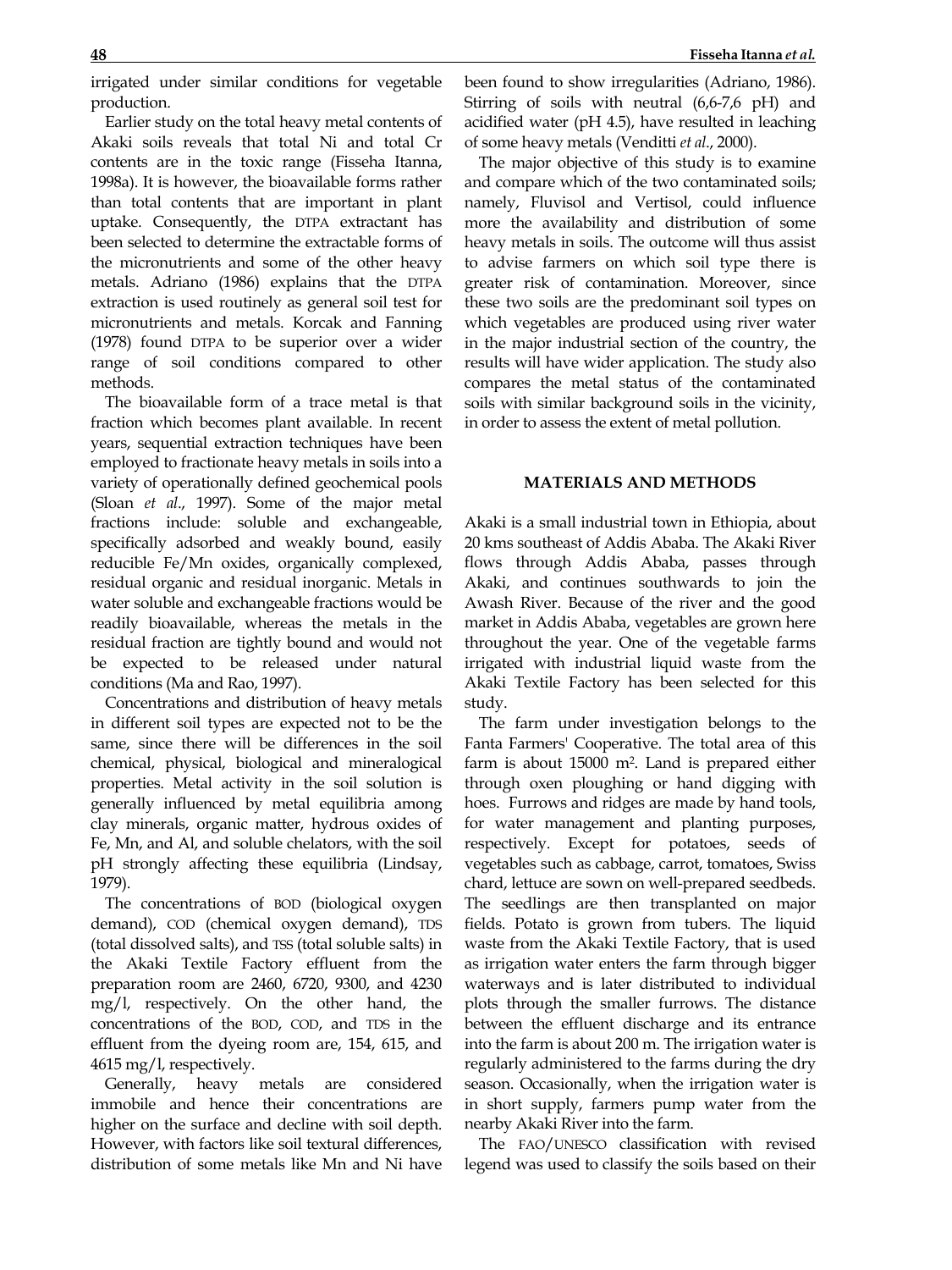irrigated under similar conditions for vegetable production.

Earlier study on the total heavy metal contents of Akaki soils reveals that total Ni and total Cr contents are in the toxic range (Fisseha Itanna, 1998a). It is however, the bioavailable forms rather than total contents that are important in plant uptake. Consequently, the DTPA extractant has been selected to determine the extractable forms of the micronutrients and some of the other heavy metals. Adriano (1986) explains that the DTPA extraction is used routinely as general soil test for micronutrients and metals. Korcak and Fanning (1978) found DTPA to be superior over a wider range of soil conditions compared to other methods.

The bioavailable form of a trace metal is that fraction which becomes plant available. In recent years, sequential extraction techniques have been employed to fractionate heavy metals in soils into a variety of operationally defined geochemical pools (Sloan *et al*., 1997). Some of the major metal fractions include: soluble and exchangeable, specifically adsorbed and weakly bound, easily reducible Fe/Mn oxides, organically complexed, residual organic and residual inorganic. Metals in water soluble and exchangeable fractions would be readily bioavailable, whereas the metals in the residual fraction are tightly bound and would not be expected to be released under natural conditions (Ma and Rao, 1997).

Concentrations and distribution of heavy metals in different soil types are expected not to be the same, since there will be differences in the soil chemical, physical, biological and mineralogical properties. Metal activity in the soil solution is generally influenced by metal equilibria among clay minerals, organic matter, hydrous oxides of Fe, Mn, and Al, and soluble chelators, with the soil pH strongly affecting these equilibria (Lindsay, 1979).

The concentrations of BOD (biological oxygen demand), COD (chemical oxygen demand), TDS (total dissolved salts), and TSS (total soluble salts) in the Akaki Textile Factory effluent from the preparation room are 2460, 6720, 9300, and 4230 mg/l, respectively. On the other hand, the concentrations of the BOD, COD, and TDS in the effluent from the dyeing room are, 154, 615, and 4615 mg/l, respectively.

Generally, heavy metals are considered immobile and hence their concentrations are higher on the surface and decline with soil depth. However, with factors like soil textural differences, distribution of some metals like Mn and Ni have been found to show irregularities (Adriano, 1986). Stirring of soils with neutral (6,6-7,6 pH) and acidified water (pH 4.5), have resulted in leaching of some heavy metals (Venditti *et al*., 2000).

The major objective of this study is to examine and compare which of the two contaminated soils; namely, Fluvisol and Vertisol, could influence more the availability and distribution of some heavy metals in soils. The outcome will thus assist to advise farmers on which soil type there is greater risk of contamination. Moreover, since these two soils are the predominant soil types on which vegetables are produced using river water in the major industrial section of the country, the results will have wider application. The study also compares the metal status of the contaminated soils with similar background soils in the vicinity, in order to assess the extent of metal pollution.

## MATERIALS AND METHODS

Akaki is a small industrial town in Ethiopia, about 20 kms southeast of Addis Ababa. The Akaki River flows through Addis Ababa, passes through Akaki, and continues southwards to join the Awash River. Because of the river and the good market in Addis Ababa, vegetables are grown here throughout the year. One of the vegetable farms irrigated with industrial liquid waste from the Akaki Textile Factory has been selected for this study.

The farm under investigation belongs to the Fanta Farmers' Cooperative. The total area of this farm is about 15000 $m^2$. Land is prepared either through oxen ploughing or hand digging with hoes. Furrows and ridges are made by hand tools, for water management and planting purposes, respectively. Except for potatoes, seeds of vegetables such as cabbage, carrot, tomatoes, Swiss chard, lettuce are sown on well-prepared seedbeds. The seedlings are then transplanted on major fields. Potato is grown from tubers. The liquid waste from the Akaki Textile Factory, that is used as irrigation water enters the farm through bigger waterways and is later distributed to individual plots through the smaller furrows. The distance between the effluent discharge and its entrance into the farm is about 200 m. The irrigation water is regularly administered to the farms during the dry season. Occasionally, when the irrigation water is in short supply, farmers pump water from the nearby Akaki River into the farm.

The FAO/UNESCO classification with revised legend was used to classify the soils based on their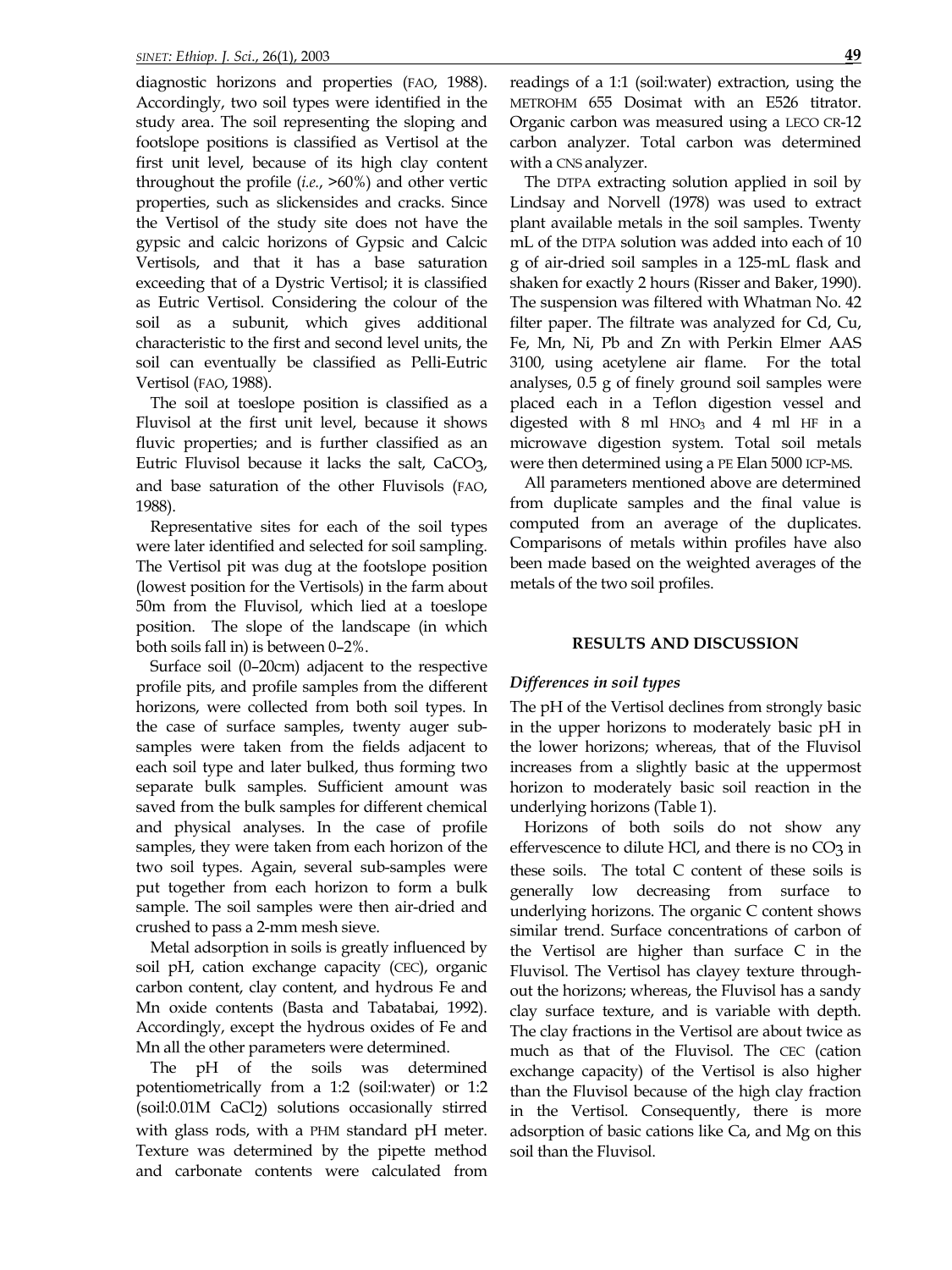diagnostic horizons and properties (FAO, 1988). Accordingly, two soil types were identified in the study area. The soil representing the sloping and footslope positions is classified as Vertisol at the first unit level, because of its high clay content throughout the profile (*i.e.*, >60%) and other vertic properties, such as slickensides and cracks. Since the Vertisol of the study site does not have the gypsic and calcic horizons of Gypsic and Calcic Vertisols, and that it has a base saturation exceeding that of a Dystric Vertisol; it is classified as Eutric Vertisol. Considering the colour of the soil as a subunit, which gives additional characteristic to the first and second level units, the soil can eventually be classified as Pelli-Eutric Vertisol (FAO, 1988).

The soil at toeslope position is classified as a Fluvisol at the first unit level, because it shows fluvic properties; and is further classified as an Eutric Fluvisol because it lacks the salt, $CaCO_3$, and base saturation of the other Fluvisols (FAO, 1988).

Representative sites for each of the soil types were later identified and selected for soil sampling. The Vertisol pit was dug at the footslope position (lowest position for the Vertisols) in the farm about 50m from the Fluvisol, which lied at a toeslope position. The slope of the landscape (in which both soils fall in) is between 0–2%.

Surface soil (0–20cm) adjacent to the respective profile pits, and profile samples from the different horizons, were collected from both soil types. In the case of surface samples, twenty auger sub-samples were taken from the fields adjacent to each soil type and later bulked, thus forming two separate bulk samples. Sufficient amount was saved from the bulk samples for different chemical and physical analyses. In the case of profile samples, they were taken from each horizon of the two soil types. Again, several sub-samples were put together from each horizon to form a bulk sample. The soil samples were then air-dried and crushed to pass a 2-mm mesh sieve.

Metal adsorption in soils is greatly influenced by soil pH, cation exchange capacity (CEC), organic carbon content, clay content, and hydrous Fe and Mn oxide contents (Basta and Tabatabai, 1992). Accordingly, except the hydrous oxides of Fe and Mn all the other parameters were determined.

The pH of the soils was determined potentiometrically from a 1:2 (soil:water) or 1:2 (soil:0.01M $CaCl_2$) solutions occasionally stirred with glass rods, with a PHM standard pH meter. Texture was determined by the pipette method and carbonate contents were calculated from readings of a 1:1 (soil:water) extraction, using the METROHM 655 Dosimat with an E526 titrator. Organic carbon was measured using a LECO CR-12 carbon analyzer. Total carbon was determined with a CNS analyzer.

The DTPA extracting solution applied in soil by Lindsay and Norvell (1978) was used to extract plant available metals in the soil samples. Twenty mL of the DTPA solution was added into each of 10 g of air-dried soil samples in a 125-mL flask and shaken for exactly 2 hours (Risser and Baker, 1990). The suspension was filtered with Whatman No. 42 filter paper. The filtrate was analyzed for Cd, Cu, Fe, Mn, Ni, Pb and Zn with Perkin Elmer AAS 3100, using acetylene air flame. For the total analyses, 0.5 g of finely ground soil samples were placed each in a Teflon digestion vessel and digested with 8 ml $HNO_3$ and 4 ml HF in a microwave digestion system. Total soil metals were then determined using a PE Elan 5000 ICP-MS.

All parameters mentioned above are determined from duplicate samples and the final value is computed from an average of the duplicates. Comparisons of metals within profiles have also been made based on the weighted averages of the metals of the two soil profiles.

## RESULTS AND DISCUSSION

### *Differences in soil types*

The pH of the Vertisol declines from strongly basic in the upper horizons to moderately basic pH in the lower horizons; whereas, that of the Fluvisol increases from a slightly basic at the uppermost horizon to moderately basic soil reaction in the underlying horizons (Table 1).

Horizons of both soils do not show any effervescence to dilute HCl, and there is no $CO_3$ in these soils. The total C content of these soils is generally low decreasing from surface to underlying horizons. The organic C content shows similar trend. Surface concentrations of carbon of the Vertisol are higher than surface C in the Fluvisol. The Vertisol has clayey texture throughout the horizons; whereas, the Fluvisol has a sandy clay surface texture, and is variable with depth. The clay fractions in the Vertisol are about twice as much as that of the Fluvisol. The CEC (cation exchange capacity) of the Vertisol is also higher than the Fluvisol because of the high clay fraction in the Vertisol. Consequently, there is more adsorption of basic cations like Ca, and Mg on this soil than the Fluvisol.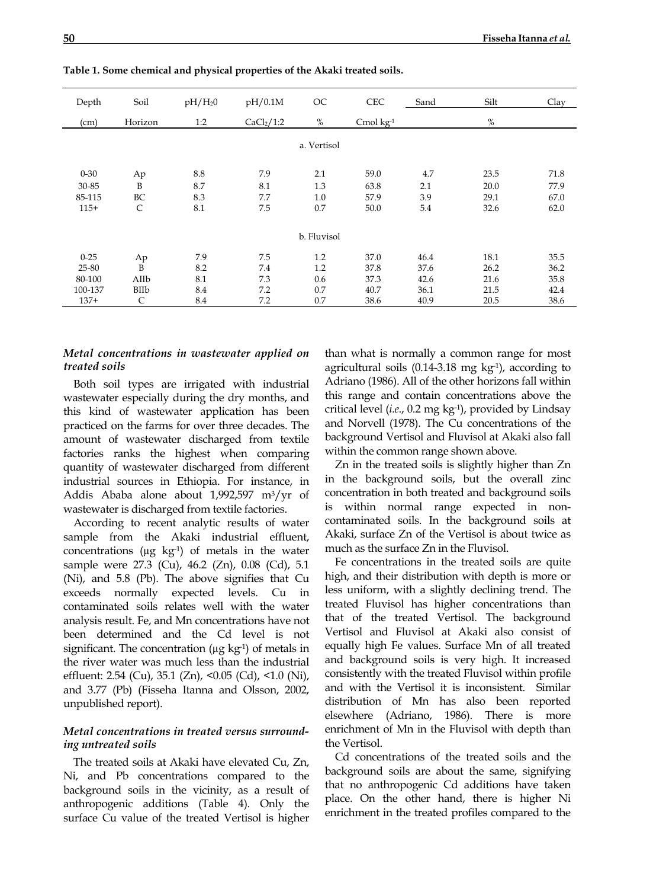**Table 1. Some chemical and physical properties of the Akaki treated soils.**

| Depth | Soil | $pH/H_20$ | pH/0.1M | OC | CEC | Sand | Silt | Clay |
|---|---|---|---|---|---|---|---|---|
| (cm) | Horizon | 1:2 | $CaCl_2/1:2$ | % | Cmol $kg^{-1}$ | | % | |
| | | | | a. Vertisol | | | | |
| 0-30 | Ap | 8.8 | 7.9 | 2.1 | 59.0 | 4.7 | 23.5 | 71.8 |
| 30-85 | B | 8.7 | 8.1 | 1.3 | 63.8 | 2.1 | 20.0 | 77.9 |
| 85-115 | BC | 8.3 | 7.7 | 1.0 | 57.9 | 3.9 | 29.1 | 67.0 |
| 115+ | C | 8.1 | 7.5 | 0.7 | 50.0 | 5.4 | 32.6 | 62.0 |
| | | | | b. Fluvisol | | | | |
| 0-25 | Ap | 7.9 | 7.5 | 1.2 | 37.0 | 46.4 | 18.1 | 35.5 |
| 25-80 | B | 8.2 | 7.4 | 1.2 | 37.8 | 37.6 | 26.2 | 36.2 |
| 80-100 | AIIb | 8.1 | 7.3 | 0.6 | 37.3 | 42.6 | 21.6 | 35.8 |
| 100-137 | BIIb | 8.4 | 7.2 | 0.7 | 40.7 | 36.1 | 21.5 | 42.4 |
| 137+ | C | 8.4 | 7.2 | 0.7 | 38.6 | 40.9 | 20.5 | 38.6 |

### *Metal concentrations in wastewater applied on treated soils*

Both soil types are irrigated with industrial wastewater especially during the dry months, and this kind of wastewater application has been practiced on the farms for over three decades. The amount of wastewater discharged from textile factories ranks the highest when comparing quantity of wastewater discharged from different industrial sources in Ethiopia. For instance, in Addis Ababa alone about 1,992,597 $m^3/yr$ of wastewater is discharged from textile factories.

According to recent analytic results of water sample from the Akaki industrial effluent, concentrations (μg $kg^{-1}$) of metals in the water sample were 27.3 (Cu), 46.2 (Zn), 0.08 (Cd), 5.1 (Ni), and 5.8 (Pb). The above signifies that Cu exceeds normally expected levels. Cu in contaminated soils relates well with the water analysis result. Fe, and Mn concentrations have not been determined and the Cd level is not significant. The concentration (μg $kg^{-1}$) of metals in the river water was much less than the industrial effluent: 2.54 (Cu), 35.1 (Zn), <0.05 (Cd), <1.0 (Ni), and 3.77 (Pb) (Fisseha Itanna and Olsson, 2002, unpublished report).

### *Metal concentrations in treated versus surrounding untreated soils*

The treated soils at Akaki have elevated Cu, Zn, Ni, and Pb concentrations compared to the background soils in the vicinity, as a result of anthropogenic additions (Table 4). Only the surface Cu value of the treated Vertisol is higher than what is normally a common range for most agricultural soils (0.14-3.18 mg $kg^{-1}$), according to Adriano (1986). All of the other horizons fall within this range and contain concentrations above the critical level (*i.e.*, 0.2 mg $kg^{-1}$), provided by Lindsay and Norvell (1978). The Cu concentrations of the background Vertisol and Fluvisol at Akaki also fall within the common range shown above.

Zn in the treated soils is slightly higher than Zn in the background soils, but the overall zinc concentration in both treated and background soils is within normal range expected in non-contaminated soils. In the background soils at Akaki, surface Zn of the Vertisol is about twice as much as the surface Zn in the Fluvisol.

Fe concentrations in the treated soils are quite high, and their distribution with depth is more or less uniform, with a slightly declining trend. The treated Fluvisol has higher concentrations than that of the treated Vertisol. The background Vertisol and Fluvisol at Akaki also consist of equally high Fe values. Surface Mn of all treated and background soils is very high. It increased consistently with the treated Fluvisol within profile and with the Vertisol it is inconsistent. Similar distribution of Mn has also been reported elsewhere (Adriano, 1986). There is more enrichment of Mn in the Fluvisol with depth than the Vertisol.

Cd concentrations of the treated soils and the background soils are about the same, signifying that no anthropogenic Cd additions have taken place. On the other hand, there is higher Ni enrichment in the treated profiles compared to the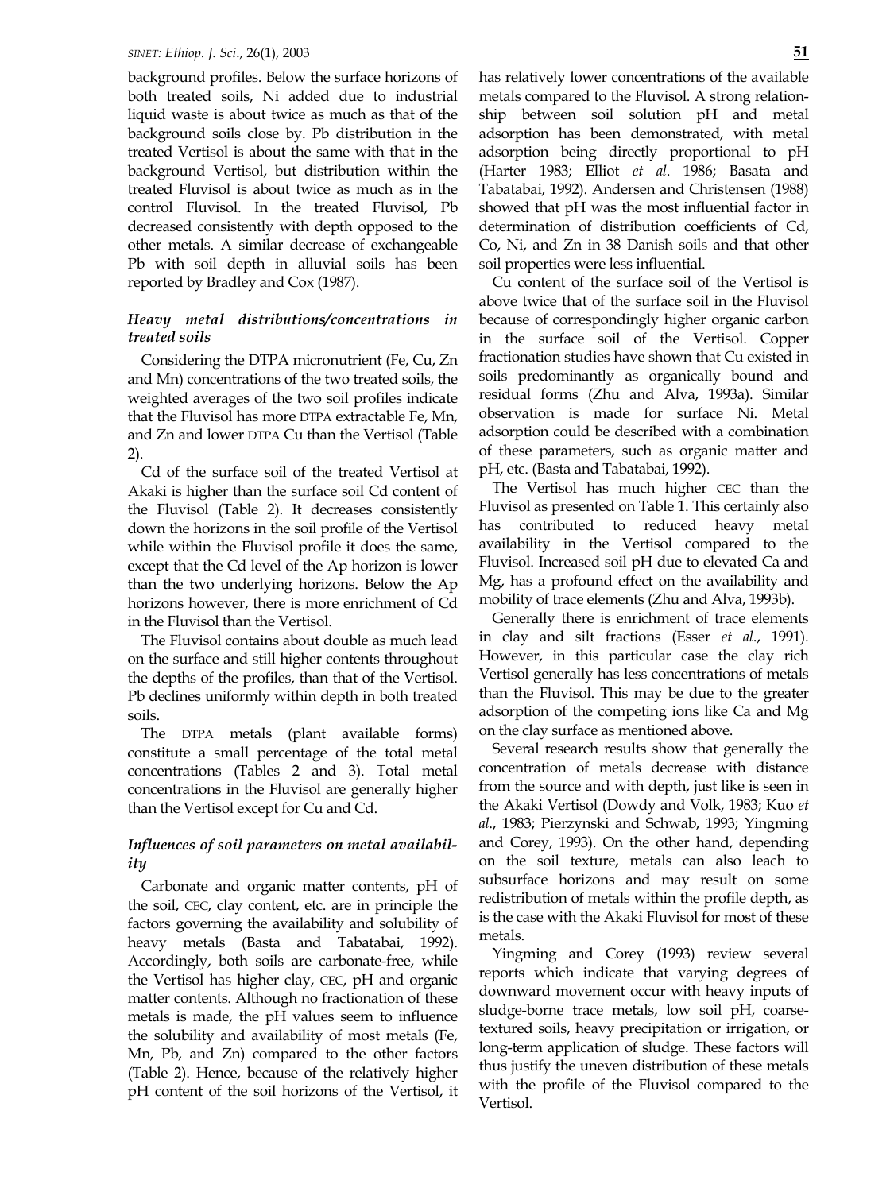background profiles. Below the surface horizons of both treated soils, Ni added due to industrial liquid waste is about twice as much as that of the background soils close by. Pb distribution in the treated Vertisol is about the same with that in the background Vertisol, but distribution within the treated Fluvisol is about twice as much as in the control Fluvisol. In the treated Fluvisol, Pb decreased consistently with depth opposed to the other metals. A similar decrease of exchangeable Pb with soil depth in alluvial soils has been reported by Bradley and Cox (1987).

### *Heavy metal distributions/concentrations in treated soils*

Considering the DTPA micronutrient (Fe, Cu, Zn and Mn) concentrations of the two treated soils, the weighted averages of the two soil profiles indicate that the Fluvisol has more DTPA extractable Fe, Mn, and Zn and lower DTPA Cu than the Vertisol (Table 2).

Cd of the surface soil of the treated Vertisol at Akaki is higher than the surface soil Cd content of the Fluvisol (Table 2). It decreases consistently down the horizons in the soil profile of the Vertisol while within the Fluvisol profile it does the same, except that the Cd level of the Ap horizon is lower than the two underlying horizons. Below the Ap horizons however, there is more enrichment of Cd in the Fluvisol than the Vertisol.

The Fluvisol contains about double as much lead on the surface and still higher contents throughout the depths of the profiles, than that of the Vertisol. Pb declines uniformly within depth in both treated soils.

The DTPA metals (plant available forms) constitute a small percentage of the total metal concentrations (Tables 2 and 3). Total metal concentrations in the Fluvisol are generally higher than the Vertisol except for Cu and Cd.

### *Influences of soil parameters on metal availability*

Carbonate and organic matter contents, pH of the soil, CEC, clay content, etc. are in principle the factors governing the availability and solubility of heavy metals (Basta and Tabatabai, 1992). Accordingly, both soils are carbonate-free, while the Vertisol has higher clay, CEC, pH and organic matter contents. Although no fractionation of these metals is made, the pH values seem to influence the solubility and availability of most metals (Fe, Mn, Pb, and Zn) compared to the other factors (Table 2). Hence, because of the relatively higher pH content of the soil horizons of the Vertisol, it has relatively lower concentrations of the available metals compared to the Fluvisol. A strong relationship between soil solution pH and metal adsorption has been demonstrated, with metal adsorption being directly proportional to pH (Harter 1983; Elliot *et al*. 1986; Basata and Tabatabai, 1992). Andersen and Christensen (1988) showed that pH was the most influential factor in determination of distribution coefficients of Cd, Co, Ni, and Zn in 38 Danish soils and that other soil properties were less influential.

Cu content of the surface soil of the Vertisol is above twice that of the surface soil in the Fluvisol because of correspondingly higher organic carbon in the surface soil of the Vertisol. Copper fractionation studies have shown that Cu existed in soils predominantly as organically bound and residual forms (Zhu and Alva, 1993a). Similar observation is made for surface Ni. Metal adsorption could be described with a combination of these parameters, such as organic matter and pH, etc. (Basta and Tabatabai, 1992).

The Vertisol has much higher CEC than the Fluvisol as presented on Table 1. This certainly also has contributed to reduced heavy metal availability in the Vertisol compared to the Fluvisol. Increased soil pH due to elevated Ca and Mg, has a profound effect on the availability and mobility of trace elements (Zhu and Alva, 1993b).

Generally there is enrichment of trace elements in clay and silt fractions (Esser *et al*., 1991). However, in this particular case the clay rich Vertisol generally has less concentrations of metals than the Fluvisol. This may be due to the greater adsorption of the competing ions like Ca and Mg on the clay surface as mentioned above.

Several research results show that generally the concentration of metals decrease with distance from the source and with depth, just like is seen in the Akaki Vertisol (Dowdy and Volk, 1983; Kuo *et al*., 1983; Pierzynski and Schwab, 1993; Yingming and Corey, 1993). On the other hand, depending on the soil texture, metals can also leach to subsurface horizons and may result on some redistribution of metals within the profile depth, as is the case with the Akaki Fluvisol for most of these metals.

Yingming and Corey (1993) review several reports which indicate that varying degrees of downward movement occur with heavy inputs of sludge-borne trace metals, low soil pH, coarse-textured soils, heavy precipitation or irrigation, or long-term application of sludge. These factors will thus justify the uneven distribution of these metals with the profile of the Fluvisol compared to the Vertisol.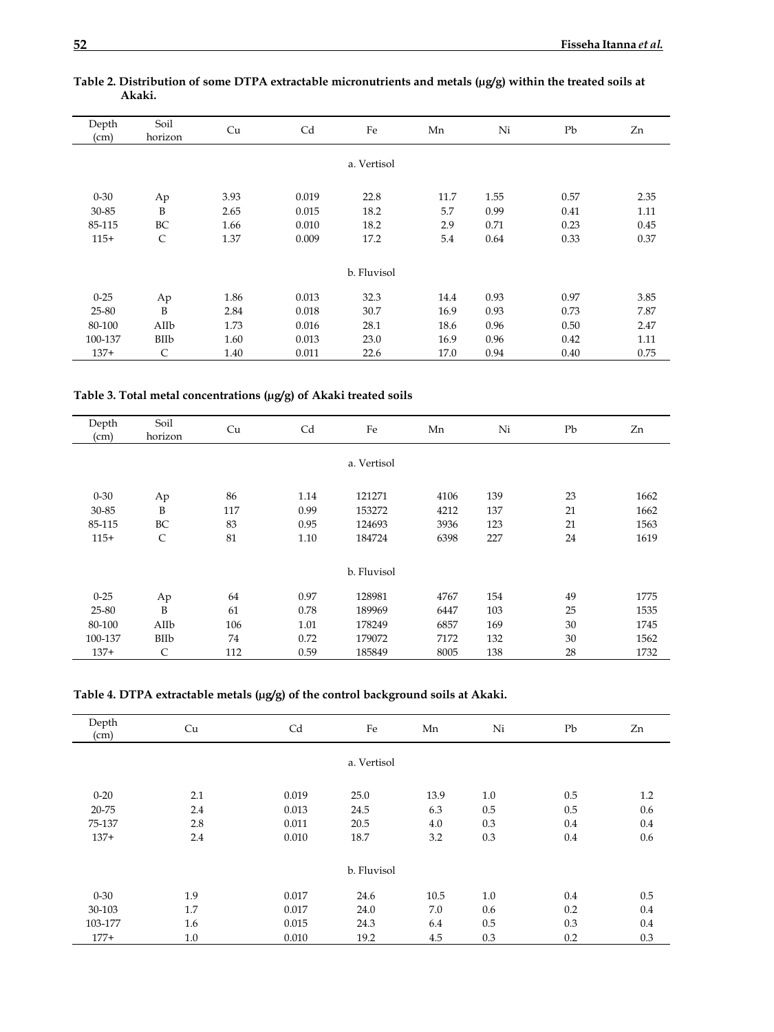**Table 2. Distribution of some DTPA extractable micronutrients and metals (μg/g) within the treated soils at Akaki.**

| Depth (cm) | Soil horizon | Cu | Cd | Fe | Mn | Ni | Pb | Zn |
|---|---|---|---|---|---|---|---|---|
| | | | | a. Vertisol | | | | |
| 0-30 | Ap | 3.93 | 0.019 | 22.8 | 11.7 | 1.55 | 0.57 | 2.35 |
| 30-85 | B | 2.65 | 0.015 | 18.2 | 5.7 | 0.99 | 0.41 | 1.11 |
| 85-115 | BC | 1.66 | 0.010 | 18.2 | 2.9 | 0.71 | 0.23 | 0.45 |
| 115+ | C | 1.37 | 0.009 | 17.2 | 5.4 | 0.64 | 0.33 | 0.37 |
| | | | | b. Fluvisol | | | | |
| 0-25 | Ap | 1.86 | 0.013 | 32.3 | 14.4 | 0.93 | 0.97 | 3.85 |
| 25-80 | B | 2.84 | 0.018 | 30.7 | 16.9 | 0.93 | 0.73 | 7.87 |
| 80-100 | AIIb | 1.73 | 0.016 | 28.1 | 18.6 | 0.96 | 0.50 | 2.47 |
| 100-137 | BIIb | 1.60 | 0.013 | 23.0 | 16.9 | 0.96 | 0.42 | 1.11 |
| 137+ | C | 1.40 | 0.011 | 22.6 | 17.0 | 0.94 | 0.40 | 0.75 |

**Table 3. Total metal concentrations (μg/g) of Akaki treated soils**

| Depth (cm) | Soil horizon | Cu | Cd | Fe | Mn | Ni | Pb | Zn |
|---|---|---|---|---|---|---|---|---|
| | | | | a. Vertisol | | | | |
| 0-30 | Ap | 86 | 1.14 | 121271 | 4106 | 139 | 23 | 1662 |
| 30-85 | B | 117 | 0.99 | 153272 | 4212 | 137 | 21 | 1662 |
| 85-115 | BC | 83 | 0.95 | 124693 | 3936 | 123 | 21 | 1563 |
| 115+ | C | 81 | 1.10 | 184724 | 6398 | 227 | 24 | 1619 |
| | | | | b. Fluvisol | | | | |
| 0-25 | Ap | 64 | 0.97 | 128981 | 4767 | 154 | 49 | 1775 |
| 25-80 | B | 61 | 0.78 | 189969 | 6447 | 103 | 25 | 1535 |
| 80-100 | AIIb | 106 | 1.01 | 178249 | 6857 | 169 | 30 | 1745 |
| 100-137 | BIIb | 74 | 0.72 | 179072 | 7172 | 132 | 30 | 1562 |
| 137+ | C | 112 | 0.59 | 185849 | 8005 | 138 | 28 | 1732 |

**Table 4. DTPA extractable metals (μg/g) of the control background soils at Akaki.**

| Depth (cm) | Cu | Cd | Fe | Mn | Ni | Pb | Zn |
|---|---|---|---|---|---|---|---|
| | | | a. Vertisol | | | | |
| 0-20 | 2.1 | 0.019 | 25.0 | 13.9 | 1.0 | 0.5 | 1.2 |
| 20-75 | 2.4 | 0.013 | 24.5 | 6.3 | 0.5 | 0.5 | 0.6 |
| 75-137 | 2.8 | 0.011 | 20.5 | 4.0 | 0.3 | 0.4 | 0.4 |
| 137+ | 2.4 | 0.010 | 18.7 | 3.2 | 0.3 | 0.4 | 0.6 |
| | | | b. Fluvisol | | | | |
| 0-30 | 1.9 | 0.017 | 24.6 | 10.5 | 1.0 | 0.4 | 0.5 |
| 30-103 | 1.7 | 0.017 | 24.0 | 7.0 | 0.6 | 0.2 | 0.4 |
| 103-177 | 1.6 | 0.015 | 24.3 | 6.4 | 0.5 | 0.3 | 0.4 |
| 177+ | 1.0 | 0.010 | 19.2 | 4.5 | 0.3 | 0.2 | 0.3 |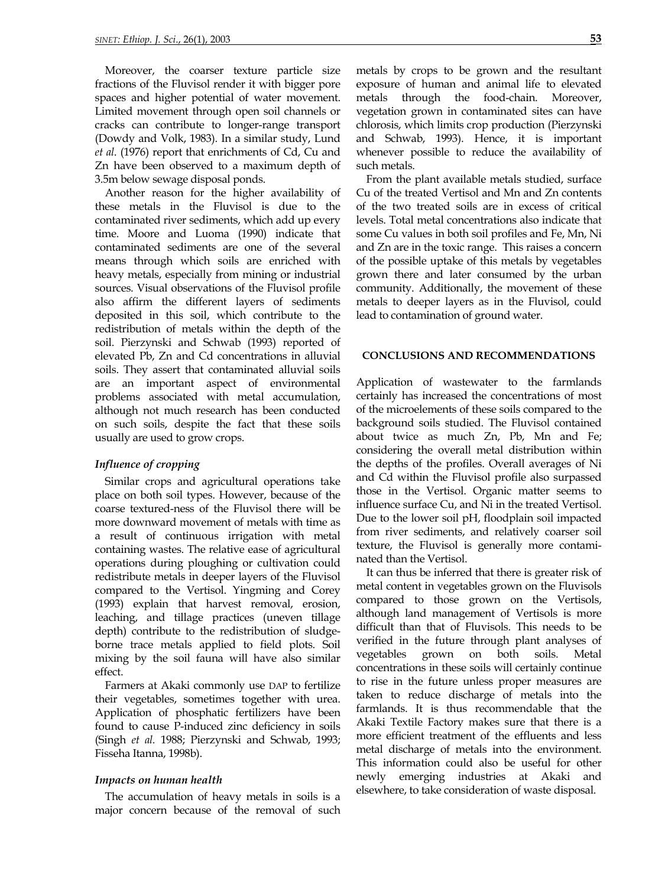Moreover, the coarser texture particle size fractions of the Fluvisol render it with bigger pore spaces and higher potential of water movement. Limited movement through open soil channels or cracks can contribute to longer-range transport (Dowdy and Volk, 1983). In a similar study, Lund *et al*. (1976) report that enrichments of Cd, Cu and Zn have been observed to a maximum depth of 3.5m below sewage disposal ponds.

Another reason for the higher availability of these metals in the Fluvisol is due to the contaminated river sediments, which add up every time. Moore and Luoma (1990) indicate that contaminated sediments are one of the several means through which soils are enriched with heavy metals, especially from mining or industrial sources. Visual observations of the Fluvisol profile also affirm the different layers of sediments deposited in this soil, which contribute to the redistribution of metals within the depth of the soil. Pierzynski and Schwab (1993) reported of elevated Pb, Zn and Cd concentrations in alluvial soils. They assert that contaminated alluvial soils are an important aspect of environmental problems associated with metal accumulation, although not much research has been conducted on such soils, despite the fact that these soils usually are used to grow crops.

### *Influence of cropping*

Similar crops and agricultural operations take place on both soil types. However, because of the coarse textured-ness of the Fluvisol there will be more downward movement of metals with time as a result of continuous irrigation with metal containing wastes. The relative ease of agricultural operations during ploughing or cultivation could redistribute metals in deeper layers of the Fluvisol compared to the Vertisol. Yingming and Corey (1993) explain that harvest removal, erosion, leaching, and tillage practices (uneven tillage depth) contribute to the redistribution of sludge-borne trace metals applied to field plots. Soil mixing by the soil fauna will have also similar effect.

Farmers at Akaki commonly use DAP to fertilize their vegetables, sometimes together with urea. Application of phosphatic fertilizers have been found to cause P-induced zinc deficiency in soils (Singh *et al.* 1988; Pierzynski and Schwab, 1993; Fisseha Itanna, 1998b).

### *Impacts on human health*

The accumulation of heavy metals in soils is a major concern because of the removal of such metals by crops to be grown and the resultant exposure of human and animal life to elevated metals through the food-chain. Moreover, vegetation grown in contaminated sites can have chlorosis, which limits crop production (Pierzynski and Schwab, 1993). Hence, it is important whenever possible to reduce the availability of such metals.

From the plant available metals studied, surface Cu of the treated Vertisol and Mn and Zn contents of the two treated soils are in excess of critical levels. Total metal concentrations also indicate that some Cu values in both soil profiles and Fe, Mn, Ni and Zn are in the toxic range. This raises a concern of the possible uptake of this metals by vegetables grown there and later consumed by the urban community. Additionally, the movement of these metals to deeper layers as in the Fluvisol, could lead to contamination of ground water.

## CONCLUSIONS AND RECOMMENDATIONS

Application of wastewater to the farmlands certainly has increased the concentrations of most of the microelements of these soils compared to the background soils studied. The Fluvisol contained about twice as much Zn, Pb, Mn and Fe; considering the overall metal distribution within the depths of the profiles. Overall averages of Ni and Cd within the Fluvisol profile also surpassed those in the Vertisol. Organic matter seems to influence surface Cu, and Ni in the treated Vertisol. Due to the lower soil pH, floodplain soil impacted from river sediments, and relatively coarser soil texture, the Fluvisol is generally more contaminated than the Vertisol.

It can thus be inferred that there is greater risk of metal content in vegetables grown on the Fluvisols compared to those grown on the Vertisols, although land management of Vertisols is more difficult than that of Fluvisols. This needs to be verified in the future through plant analyses of vegetables grown on both soils. Metal concentrations in these soils will certainly continue to rise in the future unless proper measures are taken to reduce discharge of metals into the farmlands. It is thus recommendable that the Akaki Textile Factory makes sure that there is a more efficient treatment of the effluents and less metal discharge of metals into the environment. This information could also be useful for other newly emerging industries at Akaki and elsewhere, to take consideration of waste disposal.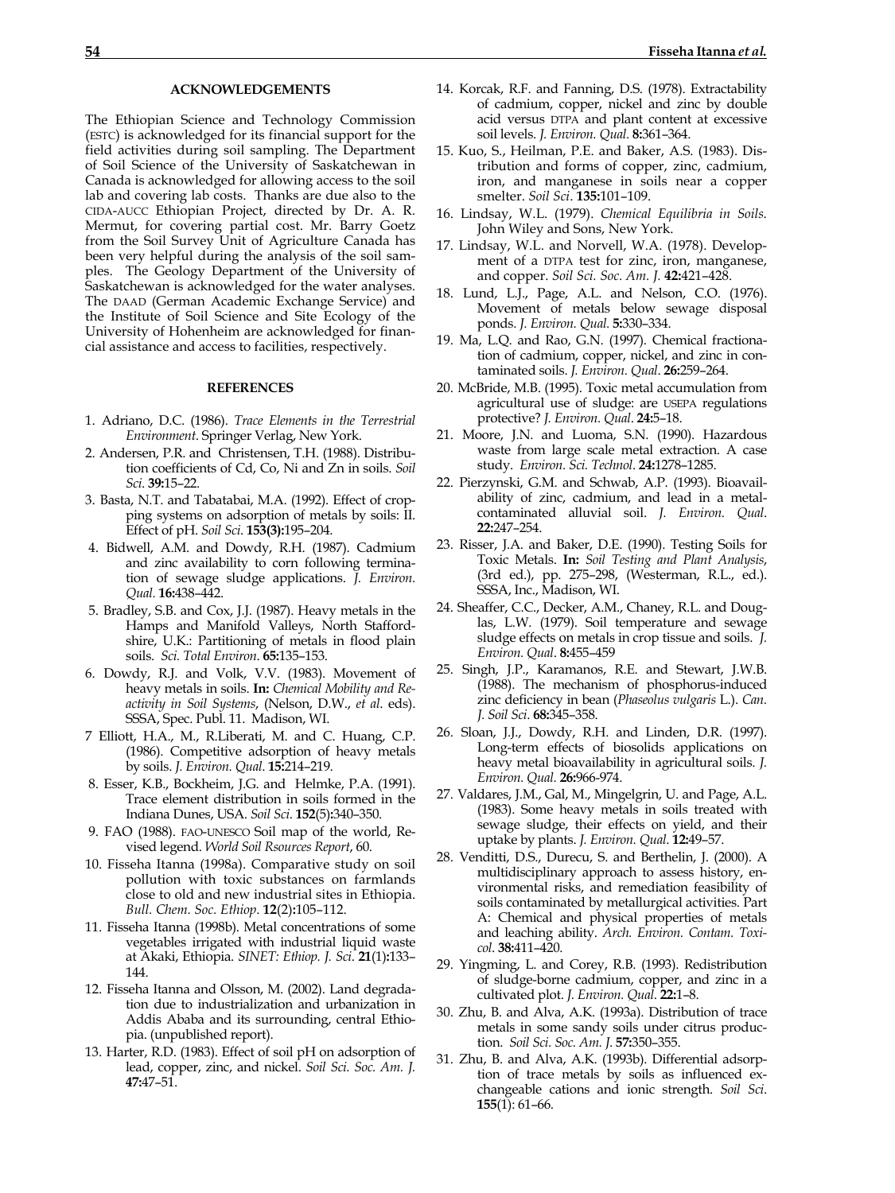## ACKNOWLEDGEMENTS

The Ethiopian Science and Technology Commission (ESTC) is acknowledged for its financial support for the field activities during soil sampling. The Department of Soil Science of the University of Saskatchewan in Canada is acknowledged for allowing access to the soil lab and covering lab costs. Thanks are due also to the CIDA-AUCC Ethiopian Project, directed by Dr. A. R. Mermut, for covering partial cost. Mr. Barry Goetz from the Soil Survey Unit of Agriculture Canada has been very helpful during the analysis of the soil samples. The Geology Department of the University of Saskatchewan is acknowledged for the water analyses. The DAAD (German Academic Exchange Service) and the Institute of Soil Science and Site Ecology of the University of Hohenheim are acknowledged for financial assistance and access to facilities, respectively.

## REFERENCES

1. Adriano, D.C. (1986). *Trace Elements in the Terrestrial Environment*. Springer Verlag, New York.
2. Andersen, P.R. and Christensen, T.H. (1988). Distribution coefficients of Cd, Co, Ni and Zn in soils. *Soil Sci*. **39:**15–22.
3. Basta, N.T. and Tabatabai, M.A. (1992). Effect of cropping systems on adsorption of metals by soils: II. Effect of pH. *Soil Sci*. **153(3):**195–204.
4. Bidwell, A.M. and Dowdy, R.H. (1987). Cadmium and zinc availability to corn following termination of sewage sludge applications. *J. Environ. Qual.* **16:**438–442.
5. Bradley, S.B. and Cox, J.J. (1987). Heavy metals in the Hamps and Manifold Valleys, North Staffordshire, U.K.: Partitioning of metals in flood plain soils. *Sci. Total Environ*. **65:**135–153.
6. Dowdy, R.J. and Volk, V.V. (1983). Movement of heavy metals in soils. **In:** *Chemical Mobility and Reactivity in Soil Systems*, (Nelson, D.W., *et al*. eds). SSSA, Spec. Publ. 11. Madison, WI.
7. Elliott, H.A., M., R.Liberati, M. and C. Huang, C.P. (1986). Competitive adsorption of heavy metals by soils. *J. Environ. Qual.* **15:**214–219.
8. Esser, K.B., Bockheim, J.G. and Helmke, P.A. (1991). Trace element distribution in soils formed in the Indiana Dunes, USA. *Soil Sci*. **152**(5)**:**340–350.
9. FAO (1988). FAO-UNESCO Soil map of the world, Revised legend. *World Soil Rsources Report*, 60.
10. Fisseha Itanna (1998a). Comparative study on soil pollution with toxic substances on farmlands close to old and new industrial sites in Ethiopia. *Bull. Chem. Soc. Ethiop*. **12**(2)**:**105–112.
11. Fisseha Itanna (1998b). Metal concentrations of some vegetables irrigated with industrial liquid waste at Akaki, Ethiopia. *SINET: Ethiop. J. Sci*. **21**(1)**:**133–144.
12. Fisseha Itanna and Olsson, M. (2002). Land degradation due to industrialization and urbanization in Addis Ababa and its surrounding, central Ethiopia. (unpublished report).
13. Harter, R.D. (1983). Effect of soil pH on adsorption of lead, copper, zinc, and nickel. *Soil Sci. Soc. Am. J.* **47:**47–51.
14. Korcak, R.F. and Fanning, D.S. (1978). Extractability of cadmium, copper, nickel and zinc by double acid versus DTPA and plant content at excessive soil levels. *J. Environ. Qual.* **8:**361–364.
15. Kuo, S., Heilman, P.E. and Baker, A.S. (1983). Distribution and forms of copper, zinc, cadmium, iron, and manganese in soils near a copper smelter. *Soil Sci*. **135:**101–109.
16. Lindsay, W.L. (1979). *Chemical Equilibria in Soils.* John Wiley and Sons, New York.
17. Lindsay, W.L. and Norvell, W.A. (1978). Development of a DTPA test for zinc, iron, manganese, and copper. *Soil Sci. Soc. Am. J.* **42:**421–428.
18. Lund, L.J., Page, A.L. and Nelson, C.O. (1976). Movement of metals below sewage disposal ponds. *J. Environ. Qual.* **5:**330–334.
19. Ma, L.Q. and Rao, G.N. (1997). Chemical fractionation of cadmium, copper, nickel, and zinc in contaminated soils. *J. Environ. Qual*. **26:**259–264.
20. McBride, M.B. (1995). Toxic metal accumulation from agricultural use of sludge: are USEPA regulations protective? *J. Environ. Qual*. **24:**5–18.
21. Moore, J.N. and Luoma, S.N. (1990). Hazardous waste from large scale metal extraction. A case study. *Environ. Sci. Technol*. **24:**1278–1285.
22. Pierzynski, G.M. and Schwab, A.P. (1993). Bioavailability of zinc, cadmium, and lead in a metal-contaminated alluvial soil. *J. Environ. Qual*. **22:**247–254.
23. Risser, J.A. and Baker, D.E. (1990). Testing Soils for Toxic Metals. **In:** *Soil Testing and Plant Analysis*, (3rd ed.), pp. 275–298, (Westerman, R.L., ed.). SSSA, Inc., Madison, WI.
24. Sheaffer, C.C., Decker, A.M., Chaney, R.L. and Douglas, L.W. (1979). Soil temperature and sewage sludge effects on metals in crop tissue and soils. *J. Environ. Qual*. **8:**455–459
25. Singh, J.P., Karamanos, R.E. and Stewart, J.W.B. (1988). The mechanism of phosphorus-induced zinc deficiency in bean (*Phaseolus vulgaris* L.). *Can. J. Soil Sci*. **68:**345–358.
26. Sloan, J.J., Dowdy, R.H. and Linden, D.R. (1997). Long-term effects of biosolids applications on heavy metal bioavailability in agricultural soils. *J. Environ. Qual.* **26:**966-974.
27. Valdares, J.M., Gal, M., Mingelgrin, U. and Page, A.L. (1983). Some heavy metals in soils treated with sewage sludge, their effects on yield, and their uptake by plants. *J. Environ. Qual.* **12:**49–57.
28. Venditti, D.S., Durecu, S. and Berthelin, J. (2000). A multidisciplinary approach to assess history, environmental risks, and remediation feasibility of soils contaminated by metallurgical activities. Part A: Chemical and physical properties of metals and leaching ability. *Arch. Environ. Contam. Toxicol*. **38:**411–420.
29. Yingming, L. and Corey, R.B. (1993). Redistribution of sludge-borne cadmium, copper, and zinc in a cultivated plot. *J. Environ. Qual*. **22:**1–8.
30. Zhu, B. and Alva, A.K. (1993a). Distribution of trace metals in some sandy soils under citrus production. *Soil Sci. Soc. Am. J.* **57:**350–355.
31. Zhu, B. and Alva, A.K. (1993b). Differential adsorption of trace metals by soils as influenced exchangeable cations and ionic strength. *Soil Sci*. **155**(1): 61–66.